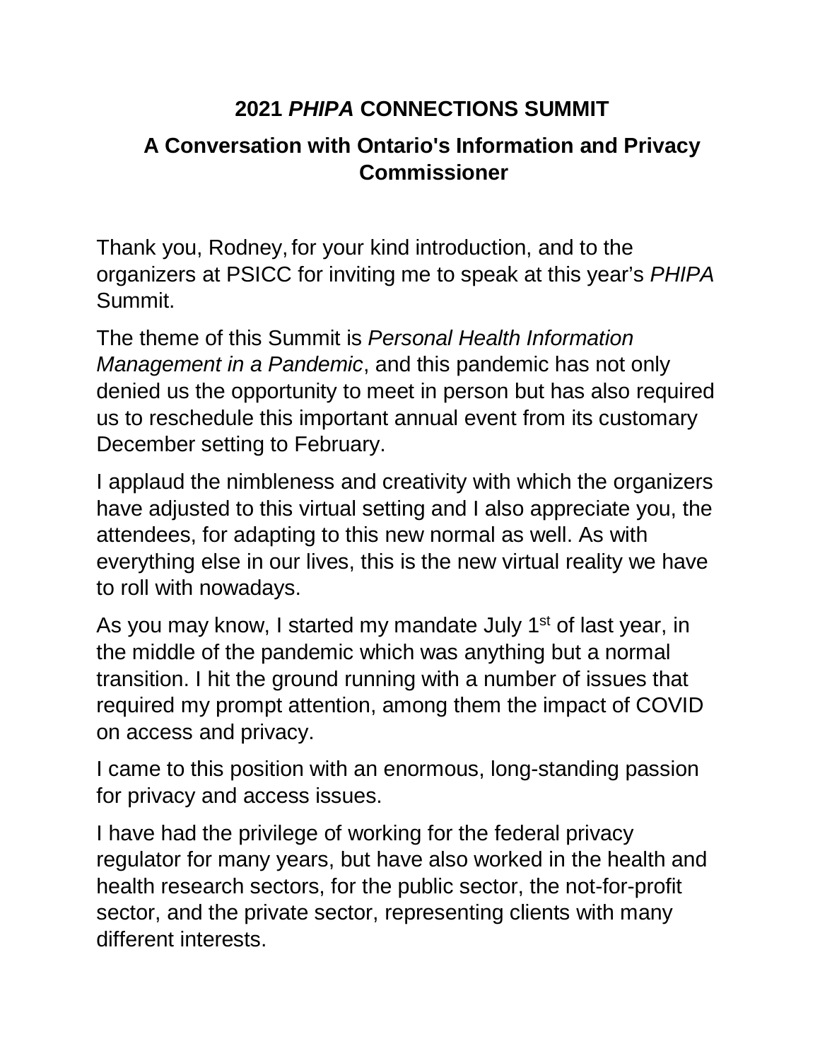# 2021 *PHIPA* CONNECTIONS SUMMIT

## A Conversation with Ontario's Information and Privacy Commissioner

Thank you, Rodney, for your kind introduction, and to the organizers at PSICC for inviting me to speak at this year's *PHIPA* Summit.

The theme of this Summit is *Personal Health Information Management in a Pandemic*, and this pandemic has not only denied us the opportunity to meet in person but has also required us to reschedule this important annual event from its customary December setting to February.

I applaud the nimbleness and creativity with which the organizers have adjusted to this virtual setting and I also appreciate you, the attendees, for adapting to this new normal as well. As with everything else in our lives, this is the new virtual reality we have to roll with nowadays.

As you may know, I started my mandate July 1st of last year, in the middle of the pandemic which was anything but a normal transition. I hit the ground running with a number of issues that required my prompt attention, among them the impact of COVID on access and privacy.

I came to this position with an enormous, long-standing passion for privacy and access issues.

I have had the privilege of working for the federal privacy regulator for many years, but have also worked in the health and health research sectors, for the public sector, the not-for-profit sector, and the private sector, representing clients with many different interests.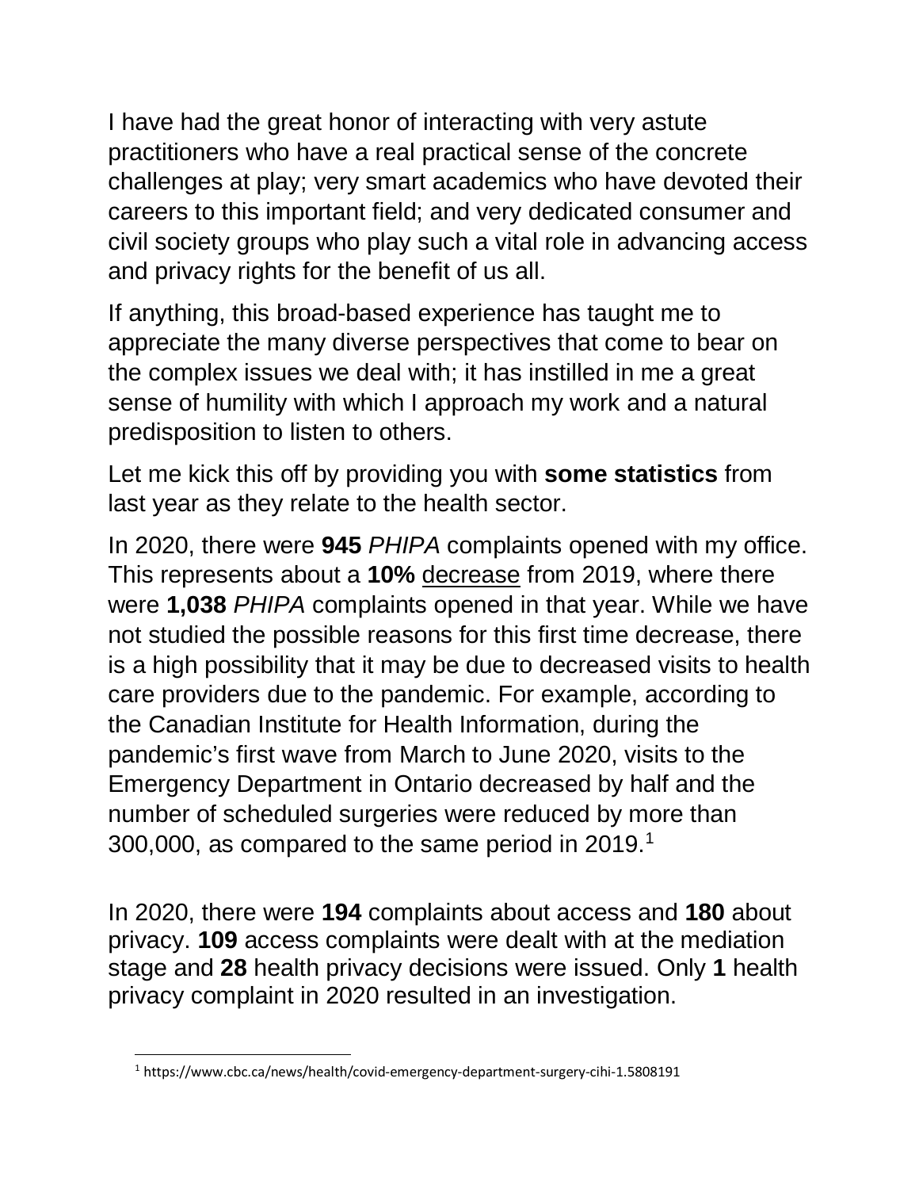I have had the great honor of interacting with very astute practitioners who have a real practical sense of the concrete challenges at play; very smart academics who have devoted their careers to this important field; and very dedicated consumer and civil society groups who play such a vital role in advancing access and privacy rights for the benefit of us all.

If anything, this broad-based experience has taught me to appreciate the many diverse perspectives that come to bear on the complex issues we deal with; it has instilled in me a great sense of humility with which I approach my work and a natural predisposition to listen to others.

Let me kick this off by providing you with **some statistics** from last year as they relate to the health sector.

In 2020, there were **945** *PHIPA* complaints opened with my office. This represents about a **10%** decrease from 2019, where there were **1,038** *PHIPA* complaints opened in that year. While we have not studied the possible reasons for this first time decrease, there is a high possibility that it may be due to decreased visits to health care providers due to the pandemic. For example, according to the Canadian Institute for Health Information, during the pandemic's first wave from March to June 2020, visits to the Emergency Department in Ontario decreased by half and the number of scheduled surgeries were reduced by more than 300,000, as compared to the same period in 2019.[1]

In 2020, there were **194** complaints about access and **180** about privacy. **109** access complaints were dealt with at the mediation stage and **28** health privacy decisions were issued. Only **1** health privacy complaint in 2020 resulted in an investigation.

[1] https://www.cbc.ca/news/health/covid-emergency-department-surgery-cihi-1.5808191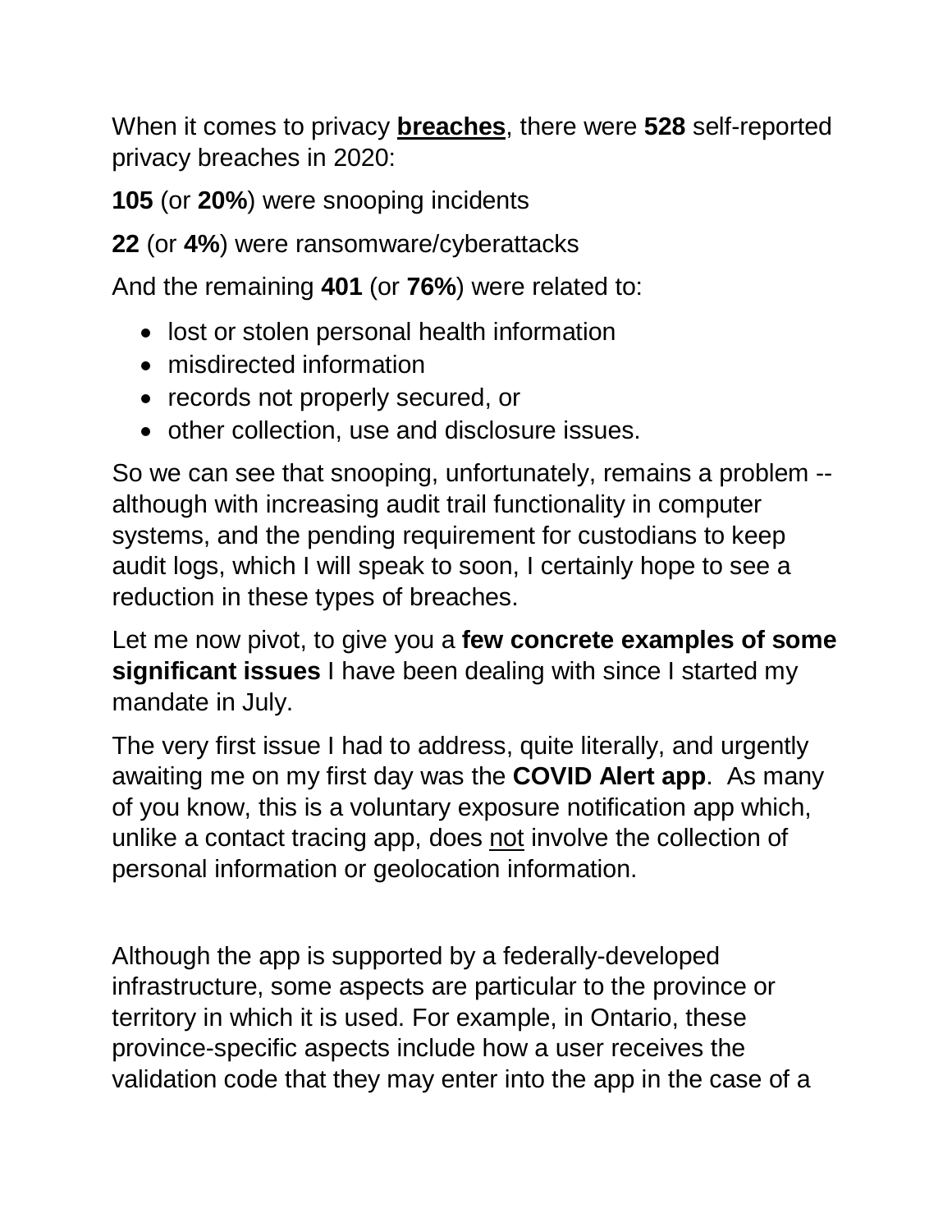When it comes to privacy **breaches**, there were **528** self-reported privacy breaches in 2020:

**105** (or **20%**) were snooping incidents

**22** (or **4%**) were ransomware/cyberattacks

And the remaining **401** (or **76%**) were related to:

- lost or stolen personal health information
- misdirected information
- records not properly secured, or
- other collection, use and disclosure issues.

So we can see that snooping, unfortunately, remains a problem -- although with increasing audit trail functionality in computer systems, and the pending requirement for custodians to keep audit logs, which I will speak to soon, I certainly hope to see a reduction in these types of breaches.

Let me now pivot, to give you a **few concrete examples of some significant issues** I have been dealing with since I started my mandate in July.

The very first issue I had to address, quite literally, and urgently awaiting me on my first day was the **COVID Alert app**. As many of you know, this is a voluntary exposure notification app which, unlike a contact tracing app, does not involve the collection of personal information or geolocation information.

Although the app is supported by a federally-developed infrastructure, some aspects are particular to the province or territory in which it is used. For example, in Ontario, these province-specific aspects include how a user receives the validation code that they may enter into the app in the case of a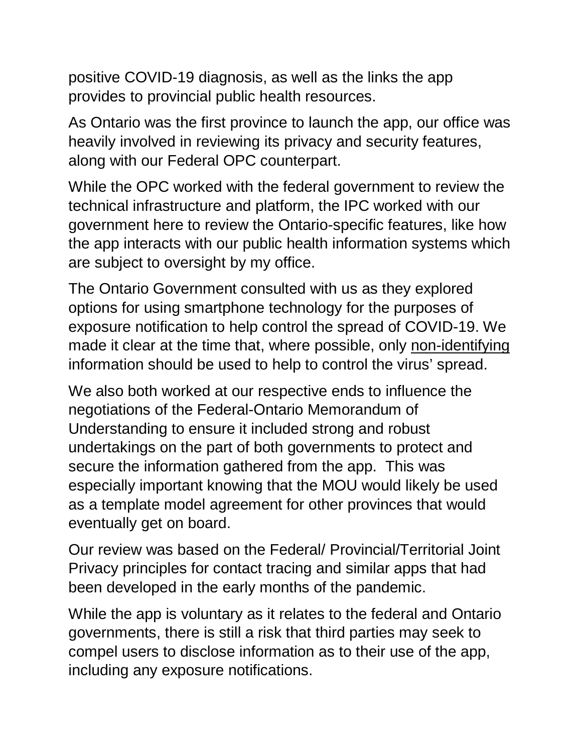positive COVID-19 diagnosis, as well as the links the app provides to provincial public health resources.

As Ontario was the first province to launch the app, our office was heavily involved in reviewing its privacy and security features, along with our Federal OPC counterpart.

While the OPC worked with the federal government to review the technical infrastructure and platform, the IPC worked with our government here to review the Ontario-specific features, like how the app interacts with our public health information systems which are subject to oversight by my office.

The Ontario Government consulted with us as they explored options for using smartphone technology for the purposes of exposure notification to help control the spread of COVID-19. We made it clear at the time that, where possible, only <u>non-identifying</u> information should be used to help to control the virus' spread.

We also both worked at our respective ends to influence the negotiations of the Federal-Ontario Memorandum of Understanding to ensure it included strong and robust undertakings on the part of both governments to protect and secure the information gathered from the app. This was especially important knowing that the MOU would likely be used as a template model agreement for other provinces that would eventually get on board.

Our review was based on the Federal/ Provincial/Territorial Joint Privacy principles for contact tracing and similar apps that had been developed in the early months of the pandemic.

While the app is voluntary as it relates to the federal and Ontario governments, there is still a risk that third parties may seek to compel users to disclose information as to their use of the app, including any exposure notifications.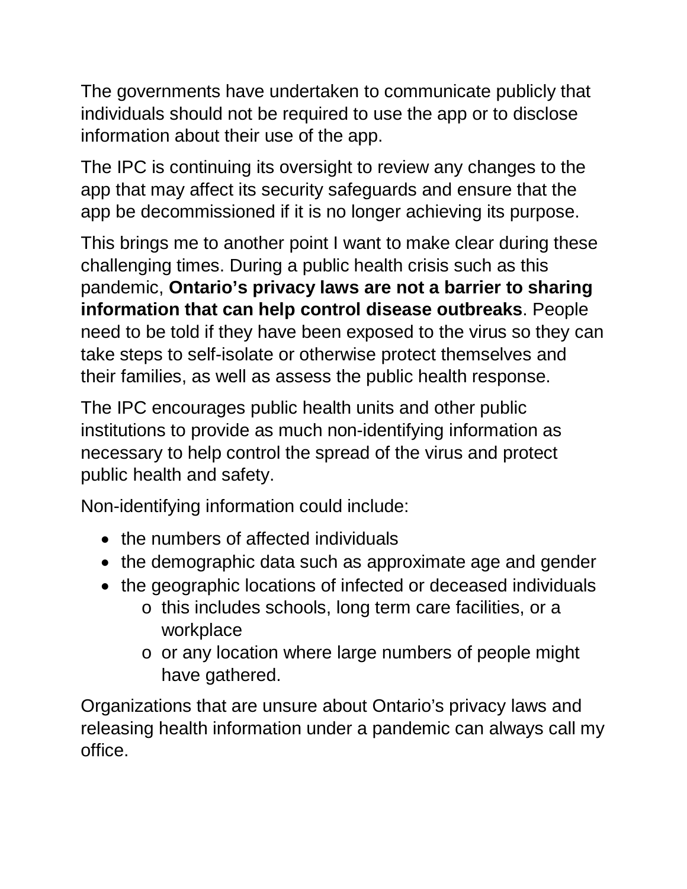The governments have undertaken to communicate publicly that individuals should not be required to use the app or to disclose information about their use of the app.

The IPC is continuing its oversight to review any changes to the app that may affect its security safeguards and ensure that the app be decommissioned if it is no longer achieving its purpose.

This brings me to another point I want to make clear during these challenging times. During a public health crisis such as this pandemic, **Ontario's privacy laws are not a barrier to sharing information that can help control disease outbreaks**. People need to be told if they have been exposed to the virus so they can take steps to self-isolate or otherwise protect themselves and their families, as well as assess the public health response.

The IPC encourages public health units and other public institutions to provide as much non-identifying information as necessary to help control the spread of the virus and protect public health and safety.

Non-identifying information could include:

- the numbers of affected individuals
- the demographic data such as approximate age and gender
- the geographic locations of infected or deceased individuals
  - this includes schools, long term care facilities, or a workplace
  - or any location where large numbers of people might have gathered.

Organizations that are unsure about Ontario's privacy laws and releasing health information under a pandemic can always call my office.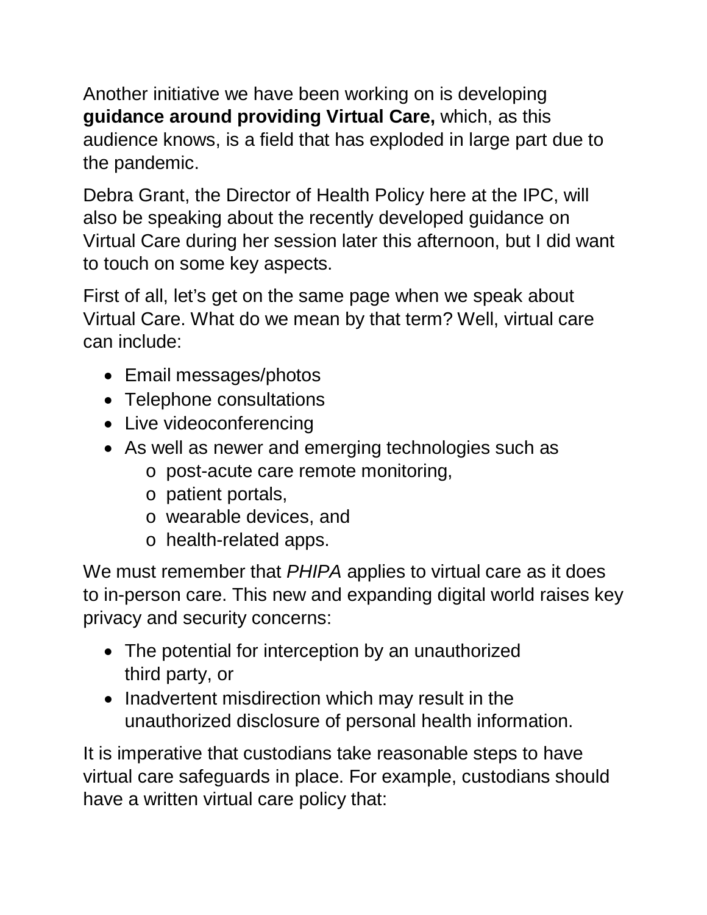Another initiative we have been working on is developing **guidance around providing Virtual Care,** which, as this audience knows, is a field that has exploded in large part due to the pandemic.

Debra Grant, the Director of Health Policy here at the IPC, will also be speaking about the recently developed guidance on Virtual Care during her session later this afternoon, but I did want to touch on some key aspects.

First of all, let's get on the same page when we speak about Virtual Care. What do we mean by that term? Well, virtual care can include:

- Email messages/photos
- Telephone consultations
- Live videoconferencing
- As well as newer and emerging technologies such as
  - post-acute care remote monitoring,
  - patient portals,
  - wearable devices, and
  - health-related apps.

We must remember that *PHIPA* applies to virtual care as it does to in-person care. This new and expanding digital world raises key privacy and security concerns:

- The potential for interception by an unauthorized third party, or
- Inadvertent misdirection which may result in the unauthorized disclosure of personal health information.

It is imperative that custodians take reasonable steps to have virtual care safeguards in place. For example, custodians should have a written virtual care policy that: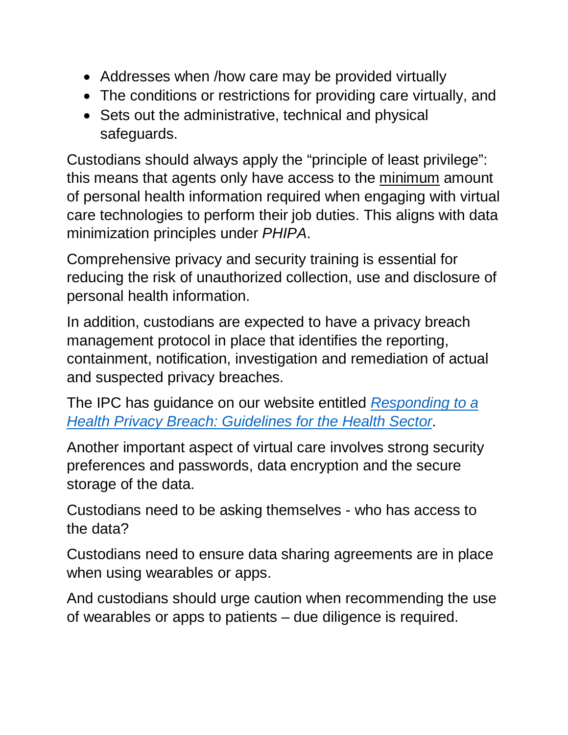- Addresses when /how care may be provided virtually
- The conditions or restrictions for providing care virtually, and
- Sets out the administrative, technical and physical safeguards.

Custodians should always apply the "principle of least privilege": this means that agents only have access to the minimum amount of personal health information required when engaging with virtual care technologies to perform their job duties. This aligns with data minimization principles under *PHIPA*.

Comprehensive privacy and security training is essential for reducing the risk of unauthorized collection, use and disclosure of personal health information.

In addition, custodians are expected to have a privacy breach management protocol in place that identifies the reporting, containment, notification, investigation and remediation of actual and suspected privacy breaches.

The IPC has guidance on our website entitled *Responding to a Health Privacy Breach: Guidelines for the Health Sector*.

Another important aspect of virtual care involves strong security preferences and passwords, data encryption and the secure storage of the data.

Custodians need to be asking themselves - who has access to the data?

Custodians need to ensure data sharing agreements are in place when using wearables or apps.

And custodians should urge caution when recommending the use of wearables or apps to patients – due diligence is required.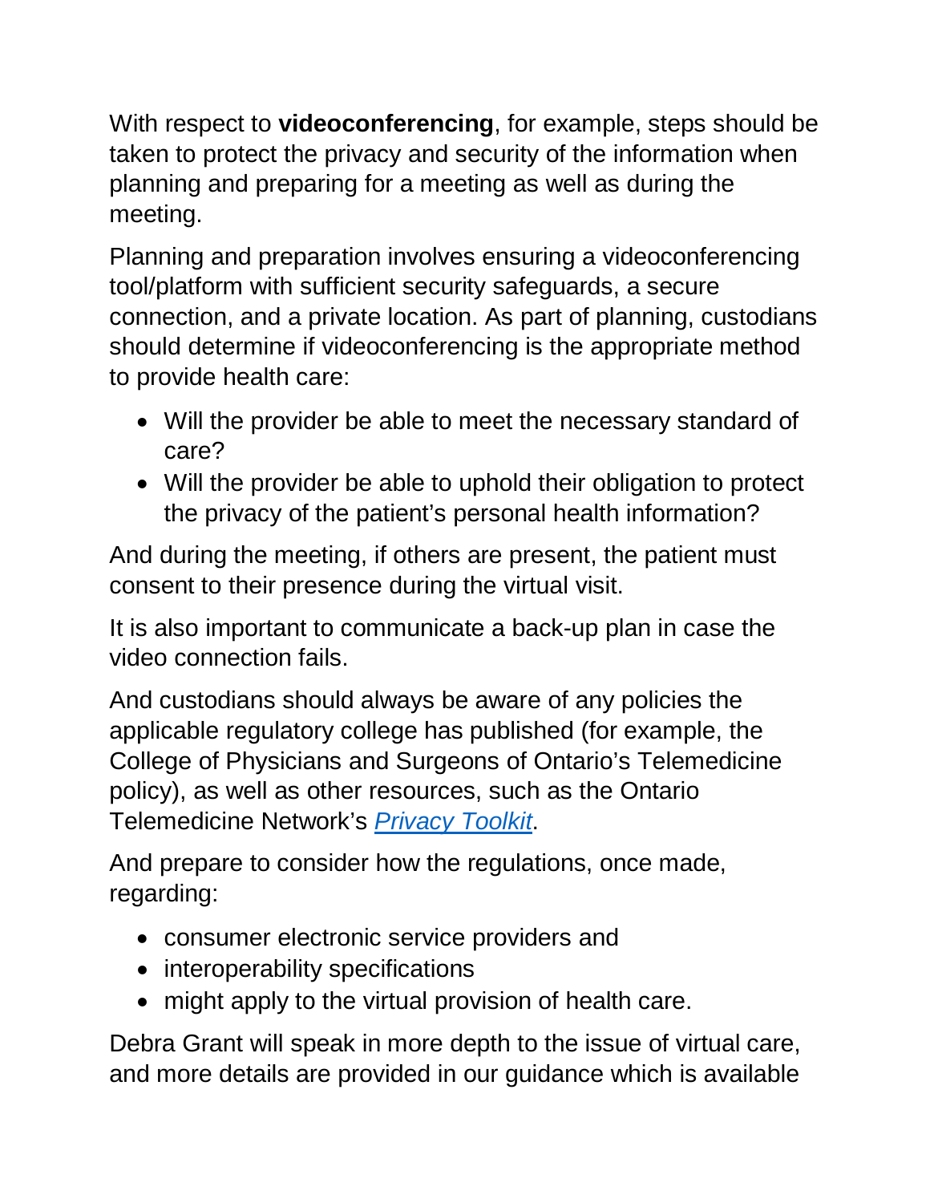With respect to **videoconferencing**, for example, steps should be taken to protect the privacy and security of the information when planning and preparing for a meeting as well as during the meeting.

Planning and preparation involves ensuring a videoconferencing tool/platform with sufficient security safeguards, a secure connection, and a private location. As part of planning, custodians should determine if videoconferencing is the appropriate method to provide health care:

- Will the provider be able to meet the necessary standard of care?
- Will the provider be able to uphold their obligation to protect the privacy of the patient's personal health information?

And during the meeting, if others are present, the patient must consent to their presence during the virtual visit.

It is also important to communicate a back-up plan in case the video connection fails.

And custodians should always be aware of any policies the applicable regulatory college has published (for example, the College of Physicians and Surgeons of Ontario's Telemedicine policy), as well as other resources, such as the Ontario Telemedicine Network's *Privacy Toolkit*.

And prepare to consider how the regulations, once made, regarding:

- consumer electronic service providers and
- interoperability specifications
- might apply to the virtual provision of health care.

Debra Grant will speak in more depth to the issue of virtual care, and more details are provided in our guidance which is available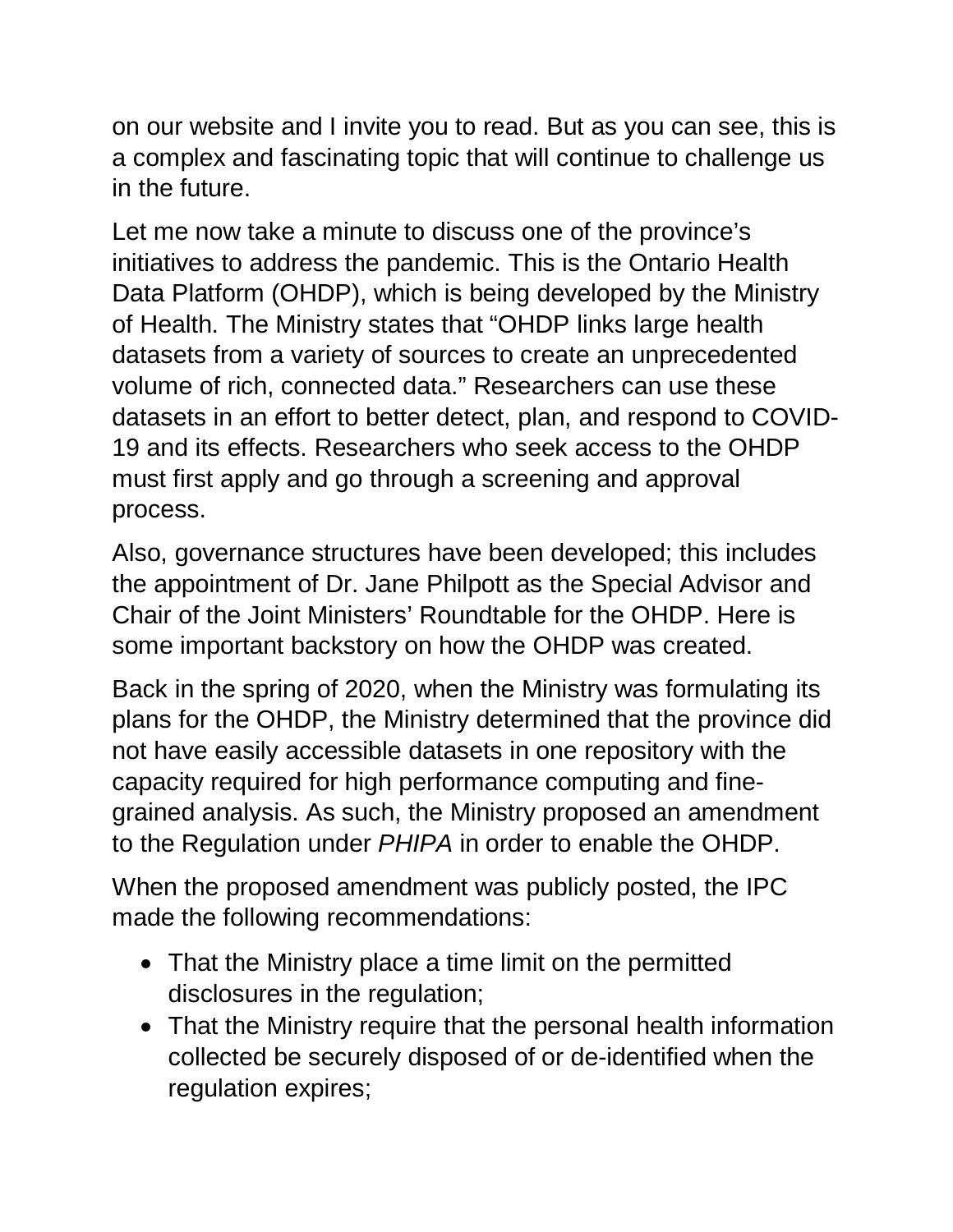on our website and I invite you to read. But as you can see, this is a complex and fascinating topic that will continue to challenge us in the future.

Let me now take a minute to discuss one of the province's initiatives to address the pandemic. This is the Ontario Health Data Platform (OHDP), which is being developed by the Ministry of Health. The Ministry states that "OHDP links large health datasets from a variety of sources to create an unprecedented volume of rich, connected data." Researchers can use these datasets in an effort to better detect, plan, and respond to COVID-19 and its effects. Researchers who seek access to the OHDP must first apply and go through a screening and approval process.

Also, governance structures have been developed; this includes the appointment of Dr. Jane Philpott as the Special Advisor and Chair of the Joint Ministers' Roundtable for the OHDP. Here is some important backstory on how the OHDP was created.

Back in the spring of 2020, when the Ministry was formulating its plans for the OHDP, the Ministry determined that the province did not have easily accessible datasets in one repository with the capacity required for high performance computing and fine-grained analysis. As such, the Ministry proposed an amendment to the Regulation under *PHIPA* in order to enable the OHDP.

When the proposed amendment was publicly posted, the IPC made the following recommendations:

- That the Ministry place a time limit on the permitted disclosures in the regulation;
- That the Ministry require that the personal health information collected be securely disposed of or de-identified when the regulation expires;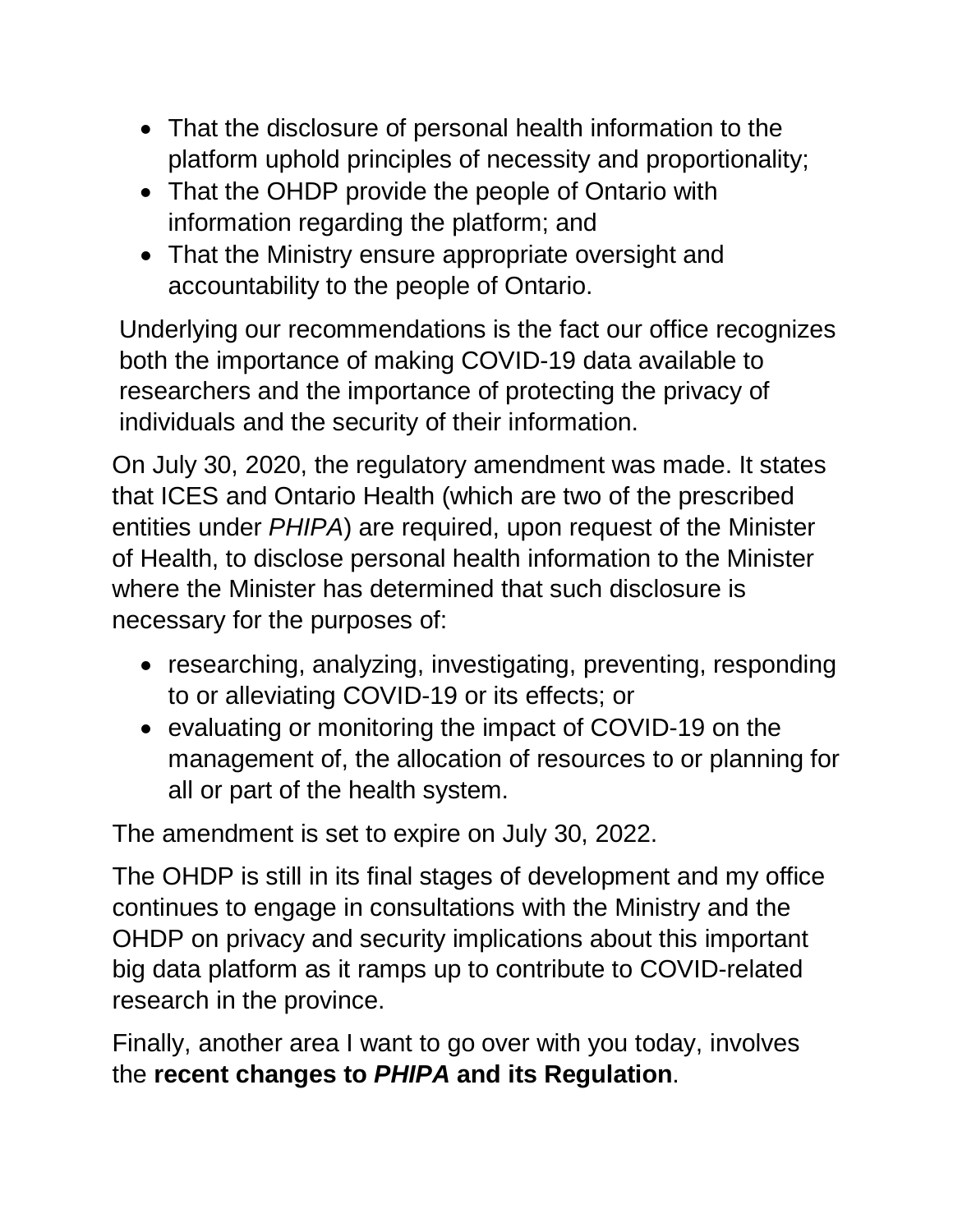- That the disclosure of personal health information to the platform uphold principles of necessity and proportionality;
- That the OHDP provide the people of Ontario with information regarding the platform; and
- That the Ministry ensure appropriate oversight and accountability to the people of Ontario.

Underlying our recommendations is the fact our office recognizes both the importance of making COVID-19 data available to researchers and the importance of protecting the privacy of individuals and the security of their information.

On July 30, 2020, the regulatory amendment was made. It states that ICES and Ontario Health (which are two of the prescribed entities under *PHIPA*) are required, upon request of the Minister of Health, to disclose personal health information to the Minister where the Minister has determined that such disclosure is necessary for the purposes of:

- researching, analyzing, investigating, preventing, responding to or alleviating COVID-19 or its effects; or
- evaluating or monitoring the impact of COVID-19 on the management of, the allocation of resources to or planning for all or part of the health system.

The amendment is set to expire on July 30, 2022.

The OHDP is still in its final stages of development and my office continues to engage in consultations with the Ministry and the OHDP on privacy and security implications about this important big data platform as it ramps up to contribute to COVID-related research in the province.

Finally, another area I want to go over with you today, involves the **recent changes to *PHIPA* and its Regulation**.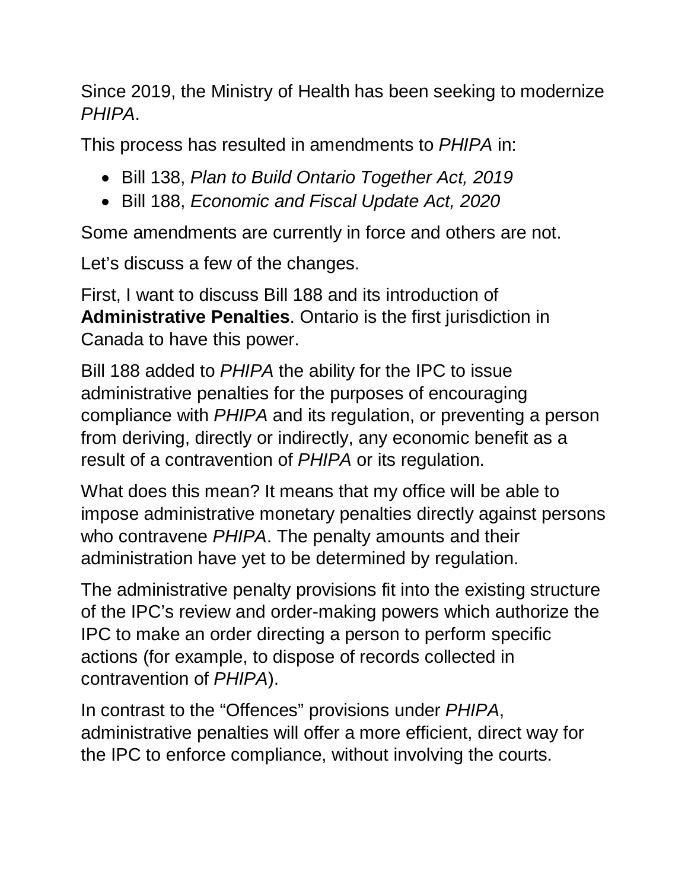Since 2019, the Ministry of Health has been seeking to modernize *PHIPA*.

This process has resulted in amendments to *PHIPA* in:

- Bill 138, *Plan to Build Ontario Together Act, 2019*
- Bill 188, *Economic and Fiscal Update Act, 2020*

Some amendments are currently in force and others are not.

Let's discuss a few of the changes.

First, I want to discuss Bill 188 and its introduction of **Administrative Penalties**. Ontario is the first jurisdiction in Canada to have this power.

Bill 188 added to *PHIPA* the ability for the IPC to issue administrative penalties for the purposes of encouraging compliance with *PHIPA* and its regulation, or preventing a person from deriving, directly or indirectly, any economic benefit as a result of a contravention of *PHIPA* or its regulation.

What does this mean? It means that my office will be able to impose administrative monetary penalties directly against persons who contravene *PHIPA*. The penalty amounts and their administration have yet to be determined by regulation.

The administrative penalty provisions fit into the existing structure of the IPC's review and order-making powers which authorize the IPC to make an order directing a person to perform specific actions (for example, to dispose of records collected in contravention of *PHIPA*).

In contrast to the "Offences" provisions under *PHIPA*, administrative penalties will offer a more efficient, direct way for the IPC to enforce compliance, without involving the courts.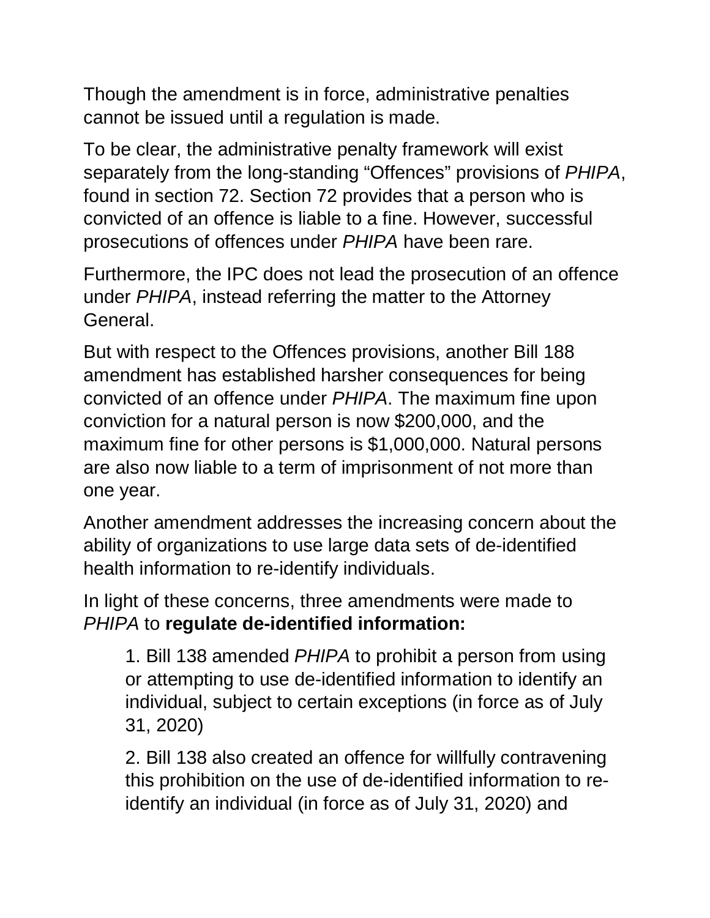Though the amendment is in force, administrative penalties cannot be issued until a regulation is made.

To be clear, the administrative penalty framework will exist separately from the long-standing "Offences" provisions of *PHIPA*, found in section 72. Section 72 provides that a person who is convicted of an offence is liable to a fine. However, successful prosecutions of offences under *PHIPA* have been rare.

Furthermore, the IPC does not lead the prosecution of an offence under *PHIPA*, instead referring the matter to the Attorney General.

But with respect to the Offences provisions, another Bill 188 amendment has established harsher consequences for being convicted of an offence under *PHIPA*. The maximum fine upon conviction for a natural person is now $200,000, and the maximum fine for other persons is $1,000,000. Natural persons are also now liable to a term of imprisonment of not more than one year.

Another amendment addresses the increasing concern about the ability of organizations to use large data sets of de-identified health information to re-identify individuals.

In light of these concerns, three amendments were made to *PHIPA* to **regulate de-identified information:**

1. Bill 138 amended *PHIPA* to prohibit a person from using or attempting to use de-identified information to identify an individual, subject to certain exceptions (in force as of July 31, 2020)
2. Bill 138 also created an offence for willfully contravening this prohibition on the use of de-identified information to re-identify an individual (in force as of July 31, 2020) and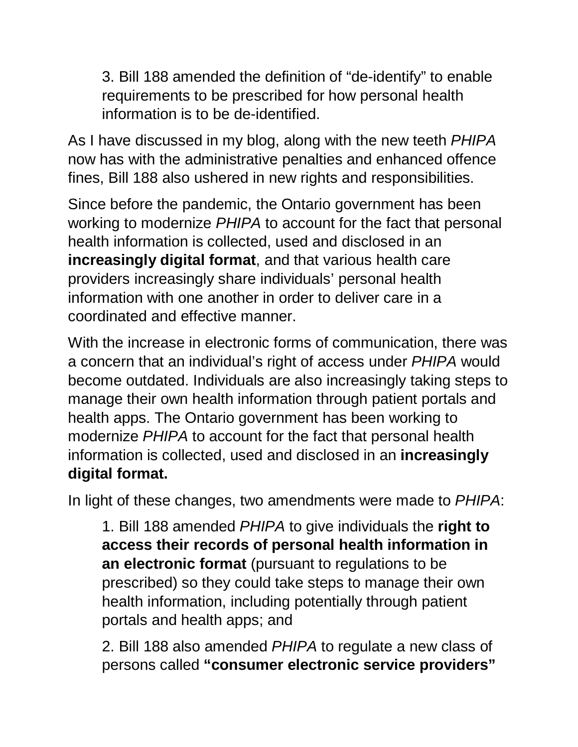3. Bill 188 amended the definition of “de-identify” to enable requirements to be prescribed for how personal health information is to be de-identified.

As I have discussed in my blog, along with the new teeth *PHIPA* now has with the administrative penalties and enhanced offence fines, Bill 188 also ushered in new rights and responsibilities.

Since before the pandemic, the Ontario government has been working to modernize *PHIPA* to account for the fact that personal health information is collected, used and disclosed in an **increasingly digital format**, and that various health care providers increasingly share individuals’ personal health information with one another in order to deliver care in a coordinated and effective manner.

With the increase in electronic forms of communication, there was a concern that an individual’s right of access under *PHIPA* would become outdated. Individuals are also increasingly taking steps to manage their own health information through patient portals and health apps. The Ontario government has been working to modernize *PHIPA* to account for the fact that personal health information is collected, used and disclosed in an **increasingly digital format.**

In light of these changes, two amendments were made to *PHIPA*:

1. Bill 188 amended *PHIPA* to give individuals the **right to access their records of personal health information in an electronic format** (pursuant to regulations to be prescribed) so they could take steps to manage their own health information, including potentially through patient portals and health apps; and

2. Bill 188 also amended *PHIPA* to regulate a new class of persons called **“consumer electronic service providers”**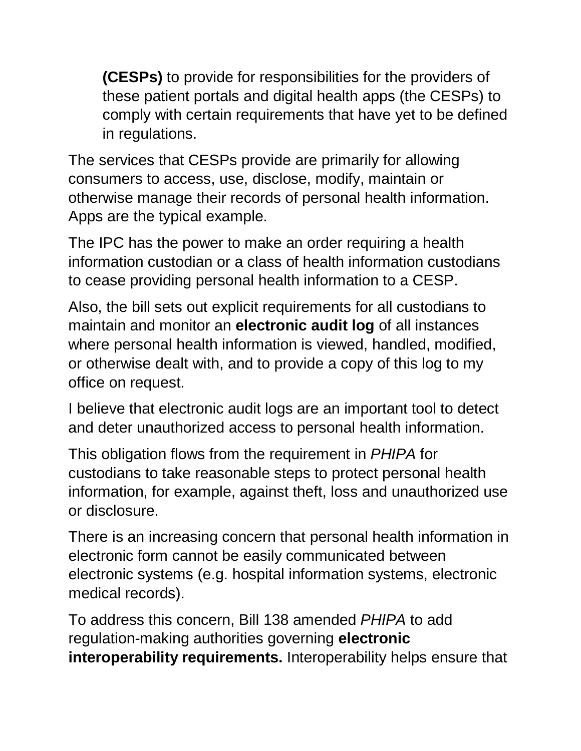**(CESPs)** to provide for responsibilities for the providers of these patient portals and digital health apps (the CESPs) to comply with certain requirements that have yet to be defined in regulations.

The services that CESPs provide are primarily for allowing consumers to access, use, disclose, modify, maintain or otherwise manage their records of personal health information. Apps are the typical example.

The IPC has the power to make an order requiring a health information custodian or a class of health information custodians to cease providing personal health information to a CESP.

Also, the bill sets out explicit requirements for all custodians to maintain and monitor an **electronic audit log** of all instances where personal health information is viewed, handled, modified, or otherwise dealt with, and to provide a copy of this log to my office on request.

I believe that electronic audit logs are an important tool to detect and deter unauthorized access to personal health information.

This obligation flows from the requirement in *PHIPA* for custodians to take reasonable steps to protect personal health information, for example, against theft, loss and unauthorized use or disclosure.

There is an increasing concern that personal health information in electronic form cannot be easily communicated between electronic systems (e.g. hospital information systems, electronic medical records).

To address this concern, Bill 138 amended *PHIPA* to add regulation-making authorities governing **electronic interoperability requirements.** Interoperability helps ensure that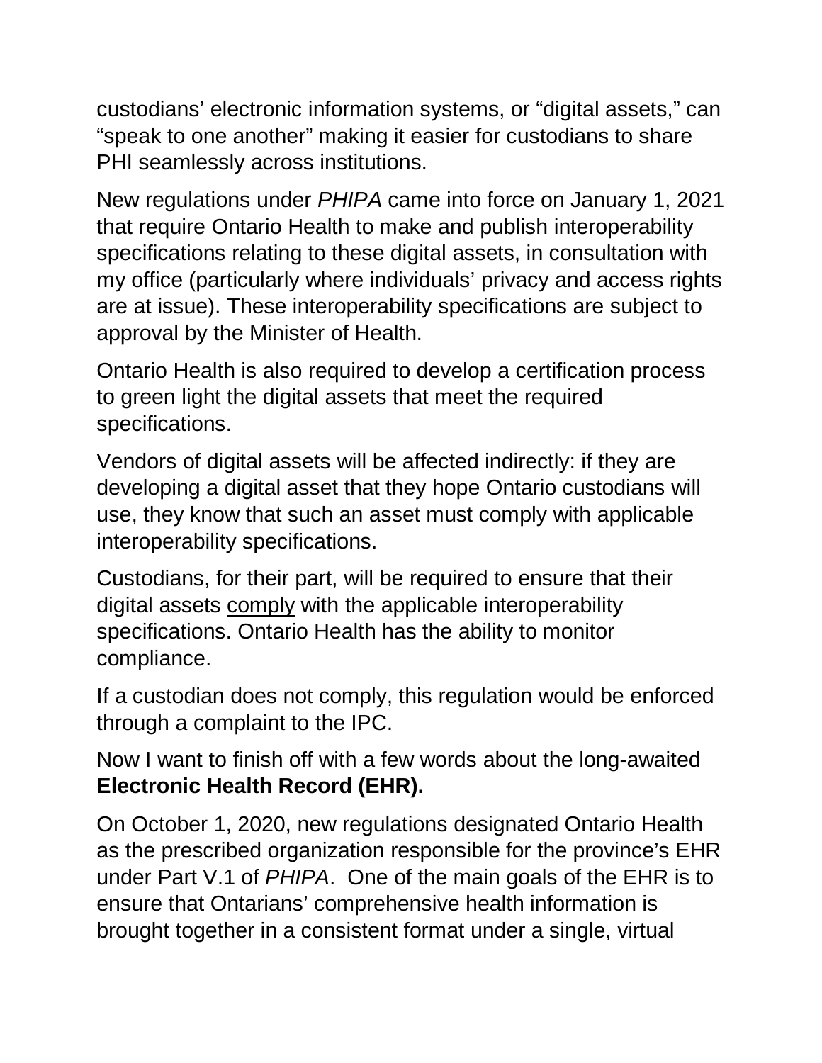custodians' electronic information systems, or "digital assets," can "speak to one another" making it easier for custodians to share PHI seamlessly across institutions.

New regulations under *PHIPA* came into force on January 1, 2021 that require Ontario Health to make and publish interoperability specifications relating to these digital assets, in consultation with my office (particularly where individuals' privacy and access rights are at issue). These interoperability specifications are subject to approval by the Minister of Health.

Ontario Health is also required to develop a certification process to green light the digital assets that meet the required specifications.

Vendors of digital assets will be affected indirectly: if they are developing a digital asset that they hope Ontario custodians will use, they know that such an asset must comply with applicable interoperability specifications.

Custodians, for their part, will be required to ensure that their digital assets <u>comply</u> with the applicable interoperability specifications. Ontario Health has the ability to monitor compliance.

If a custodian does not comply, this regulation would be enforced through a complaint to the IPC.

Now I want to finish off with a few words about the long-awaited **Electronic Health Record (EHR).**

On October 1, 2020, new regulations designated Ontario Health as the prescribed organization responsible for the province's EHR under Part V.1 of *PHIPA*. One of the main goals of the EHR is to ensure that Ontarians' comprehensive health information is brought together in a consistent format under a single, virtual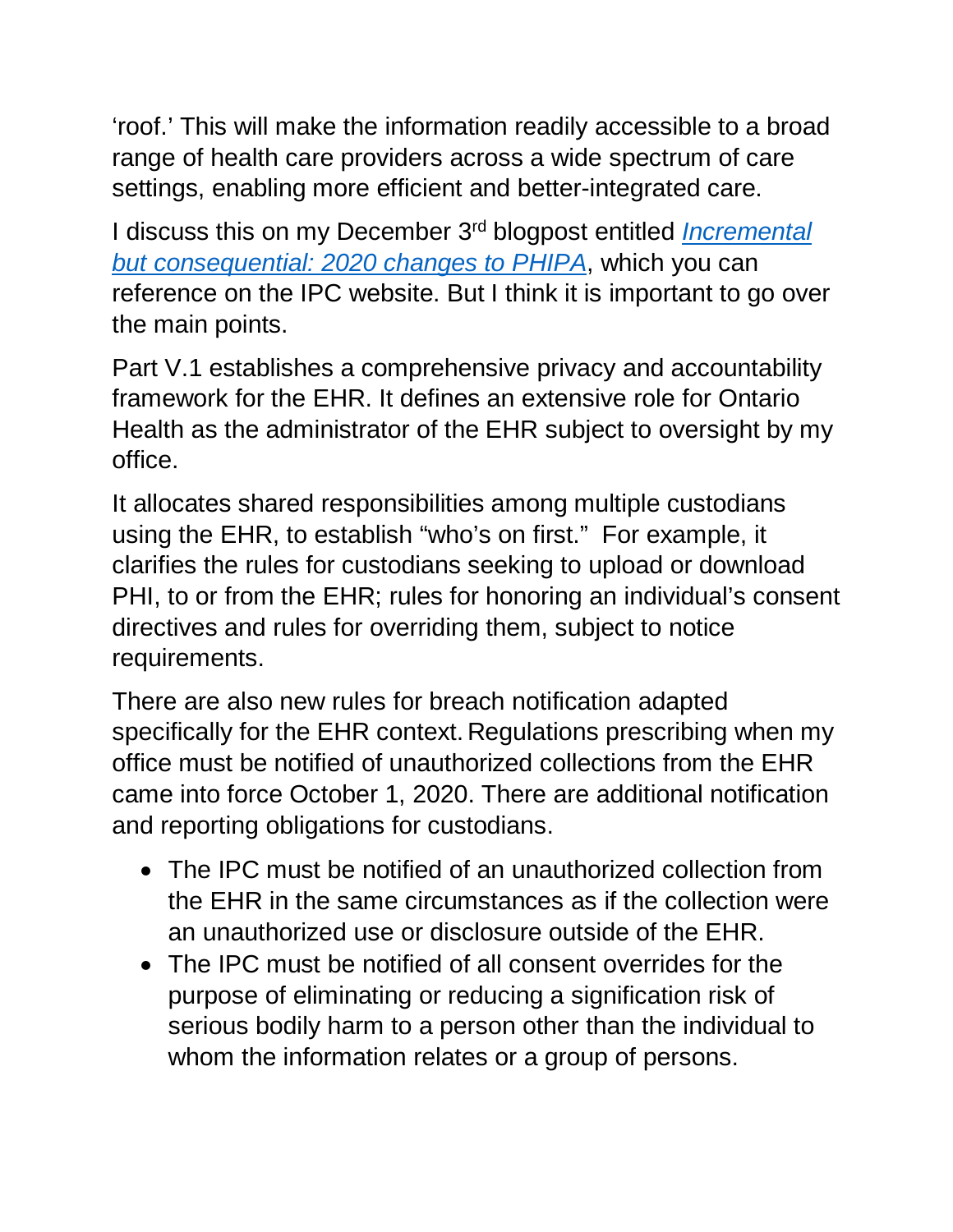'roof.' This will make the information readily accessible to a broad range of health care providers across a wide spectrum of care settings, enabling more efficient and better-integrated care.

I discuss this on my December 3rd blogpost entitled *Incremental but consequential: 2020 changes to PHIPA*, which you can reference on the IPC website. But I think it is important to go over the main points.

Part V.1 establishes a comprehensive privacy and accountability framework for the EHR. It defines an extensive role for Ontario Health as the administrator of the EHR subject to oversight by my office.

It allocates shared responsibilities among multiple custodians using the EHR, to establish "who's on first." For example, it clarifies the rules for custodians seeking to upload or download PHI, to or from the EHR; rules for honoring an individual's consent directives and rules for overriding them, subject to notice requirements.

There are also new rules for breach notification adapted specifically for the EHR context. Regulations prescribing when my office must be notified of unauthorized collections from the EHR came into force October 1, 2020. There are additional notification and reporting obligations for custodians.

- The IPC must be notified of an unauthorized collection from the EHR in the same circumstances as if the collection were an unauthorized use or disclosure outside of the EHR.
- The IPC must be notified of all consent overrides for the purpose of eliminating or reducing a signification risk of serious bodily harm to a person other than the individual to whom the information relates or a group of persons.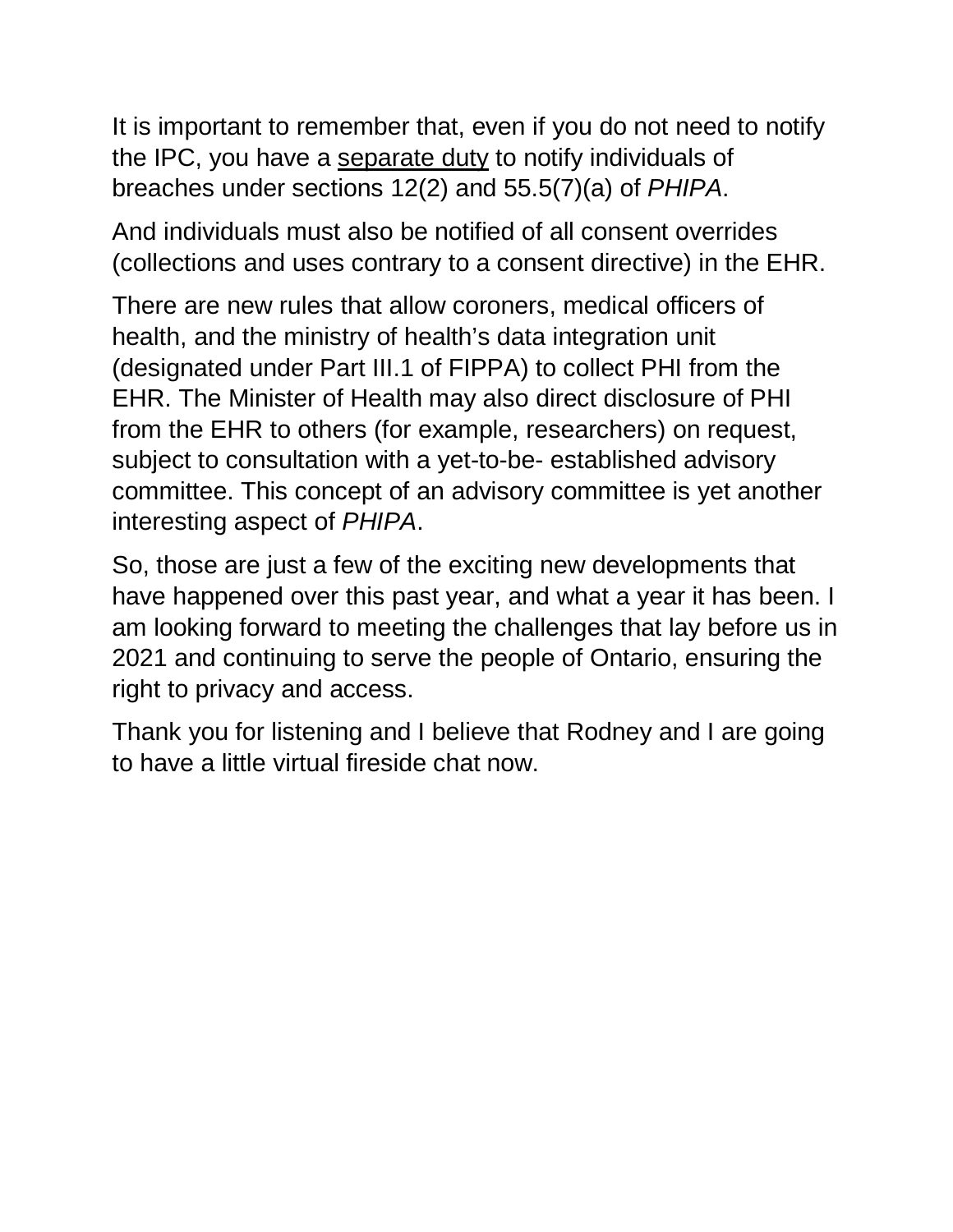It is important to remember that, even if you do not need to notify the IPC, you have a <u>separate duty</u> to notify individuals of breaches under sections 12(2) and 55.5(7)(a) of *PHIPA*.

And individuals must also be notified of all consent overrides (collections and uses contrary to a consent directive) in the EHR.

There are new rules that allow coroners, medical officers of health, and the ministry of health's data integration unit (designated under Part III.1 of FIPPA) to collect PHI from the EHR. The Minister of Health may also direct disclosure of PHI from the EHR to others (for example, researchers) on request, subject to consultation with a yet-to-be- established advisory committee. This concept of an advisory committee is yet another interesting aspect of *PHIPA*.

So, those are just a few of the exciting new developments that have happened over this past year, and what a year it has been. I am looking forward to meeting the challenges that lay before us in 2021 and continuing to serve the people of Ontario, ensuring the right to privacy and access.

Thank you for listening and I believe that Rodney and I are going to have a little virtual fireside chat now.